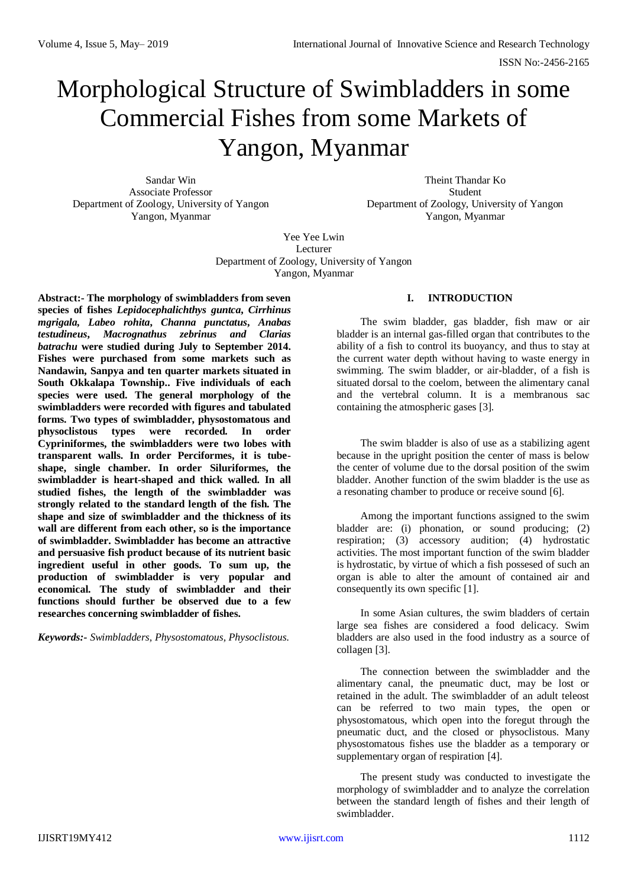# Morphological Structure of Swimbladders in some Commercial Fishes from some Markets of Yangon, Myanmar

Sandar Win
Associate Professor
Department of Zoology, University of Yangon
Yangon, Myanmar

Theint Thandar Ko
Student
Department of Zoology, University of Yangon
Yangon, Myanmar

Yee Yee Lwin
Lecturer
Department of Zoology, University of Yangon
Yangon, Myanmar

**Abstract:- The morphology of swimbladders from seven species of fishes *Lepidocephalichthys guntca*, *Cirrhinus mgrigala*, *Labeo rohita*, *Channa punctatus*, *Anabas testudineus*, *Macrognathus zebrinus* and *Clarias batrachu* were studied during July to September 2014. Fishes were purchased from some markets such as Nandawin, Sanpya and ten quarter markets situated in South Okkalapa Township.. Five individuals of each species were used. The general morphology of the swimbladders were recorded with figures and tabulated forms. Two types of swimbladder, physostomatous and physoclistous types were recorded. In order Cypriniformes, the swimbladders were two lobes with transparent walls. In order Perciformes, it is tube-shape, single chamber. In order Siluriformes, the swimbladder is heart-shaped and thick walled. In all studied fishes, the length of the swimbladder was strongly related to the standard length of the fish. The shape and size of swimbladder and the thickness of its wall are different from each other, so is the importance of swimbladder. Swimbladder has become an attractive and persuasive fish product because of its nutrient basic ingredient useful in other goods. To sum up, the production of swimbladder is very popular and economical. The study of swimbladder and their functions should further be observed due to a few researches concerning swimbladder of fishes.**

***Keywords:-*** *Swimbladders, Physostomatous, Physoclistous.*

## I. INTRODUCTION

The swim bladder, gas bladder, fish maw or air bladder is an internal gas-filled organ that contributes to the ability of a fish to control its buoyancy, and thus to stay at the current water depth without having to waste energy in swimming. The swim bladder, or air-bladder, of a fish is situated dorsal to the coelom, between the alimentary canal and the vertebral column. It is a membranous sac containing the atmospheric gases [3].

The swim bladder is also of use as a stabilizing agent because in the upright position the center of mass is below the center of volume due to the dorsal position of the swim bladder. Another function of the swim bladder is the use as a resonating chamber to produce or receive sound [6].

Among the important functions assigned to the swim bladder are: (i) phonation, or sound producing; (2) respiration; (3) accessory audition; (4) hydrostatic activities. The most important function of the swim bladder is hydrostatic, by virtue of which a fish possesed of such an organ is able to alter the amount of contained air and consequently its own specific [1].

In some Asian cultures, the swim bladders of certain large sea fishes are considered a food delicacy. Swim bladders are also used in the food industry as a source of collagen [3].

The connection between the swimbladder and the alimentary canal, the pneumatic duct, may be lost or retained in the adult. The swimbladder of an adult teleost can be referred to two main types, the open or physostomatous, which open into the foregut through the pneumatic duct, and the closed or physoclistous. Many physostomatous fishes use the bladder as a temporary or supplementary organ of respiration [4].

The present study was conducted to investigate the morphology of swimbladder and to analyze the correlation between the standard length of fishes and their length of swimbladder.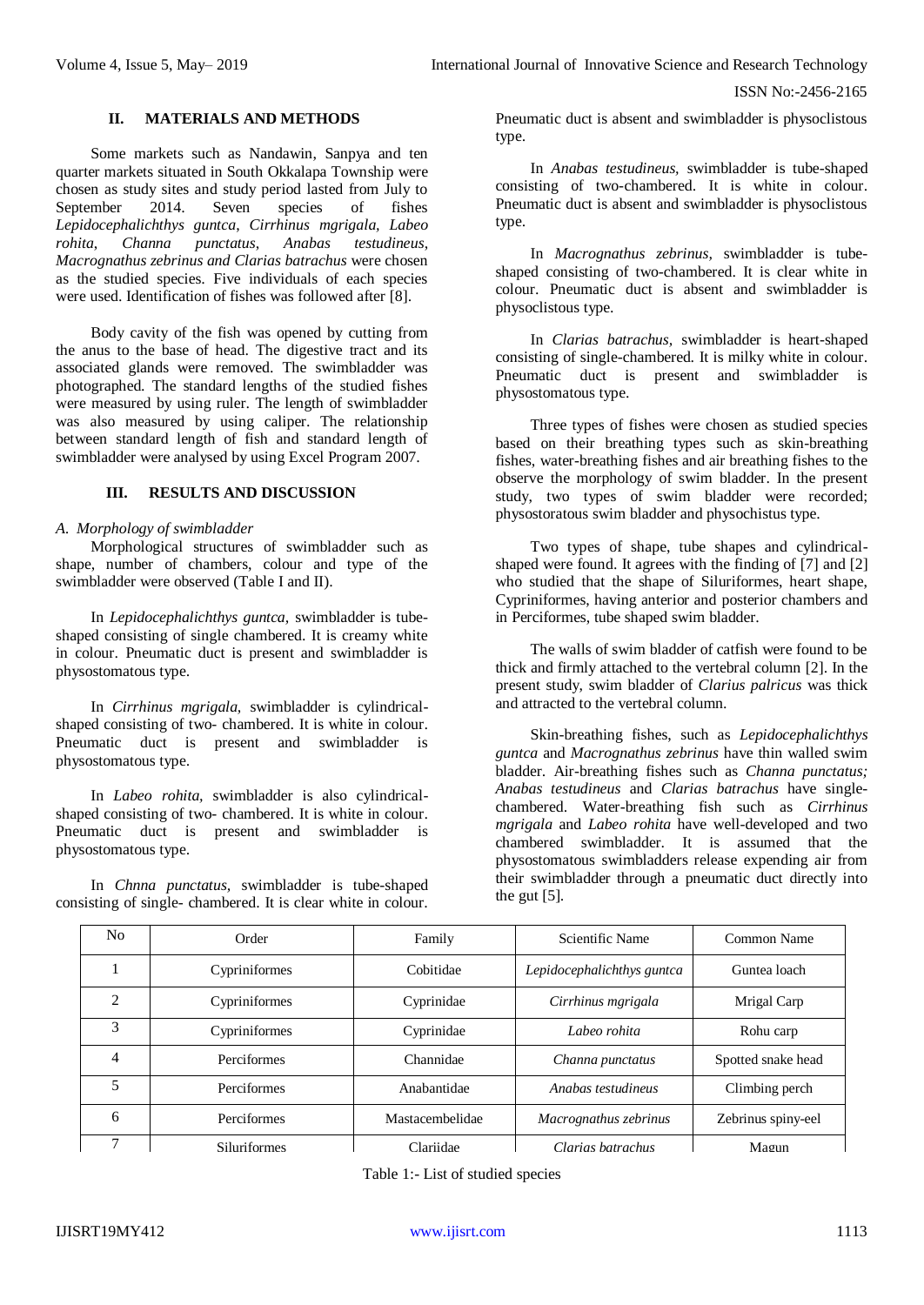## II. MATERIALS AND METHODS

Some markets such as Nandawin, Sanpya and ten quarter markets situated in South Okkalapa Township were chosen as study sites and study period lasted from July to September 2014. Seven species of fishes *Lepidocephalichthys guntca, Cirrhinus mgrigala, Labeo rohita, Channa punctatus, Anabas testudineus, Macrognathus zebrinus and Clarias batrachus* were chosen as the studied species. Five individuals of each species were used. Identification of fishes was followed after [8].

Body cavity of the fish was opened by cutting from the anus to the base of head. The digestive tract and its associated glands were removed. The swimbladder was photographed. The standard lengths of the studied fishes were measured by using ruler. The length of swimbladder was also measured by using caliper. The relationship between standard length of fish and standard length of swimbladder were analysed by using Excel Program 2007.

## III. RESULTS AND DISCUSSION

### *A. Morphology of swimbladder*

Morphological structures of swimbladder such as shape, number of chambers, colour and type of the swimbladder were observed (Table I and II).

In *Lepidocephalichthys guntca,* swimbladder is tube-shaped consisting of single chambered. It is creamy white in colour. Pneumatic duct is present and swimbladder is physostomatous type.

In *Cirrhinus mgrigala,* swimbladder is cylindrical-shaped consisting of two- chambered. It is white in colour. Pneumatic duct is present and swimbladder is physostomatous type.

In *Labeo rohita,* swimbladder is also cylindrical-shaped consisting of two- chambered. It is white in colour. Pneumatic duct is present and swimbladder is physostomatous type.

In *Chnna punctatus,* swimbladder is tube-shaped consisting of single- chambered. It is clear white in colour. Pneumatic duct is absent and swimbladder is physoclistous type.

In *Anabas testudineus,* swimbladder is tube-shaped consisting of two-chambered. It is white in colour. Pneumatic duct is absent and swimbladder is physoclistous type.

In *Macrognathus zebrinus,* swimbladder is tube-shaped consisting of two-chambered. It is clear white in colour. Pneumatic duct is absent and swimbladder is physoclistous type.

In *Clarias batrachus,* swimbladder is heart-shaped consisting of single-chambered. It is milky white in colour. Pneumatic duct is present and swimbladder is physostomatous type.

Three types of fishes were chosen as studied species based on their breathing types such as skin-breathing fishes, water-breathing fishes and air breathing fishes to the observe the morphology of swim bladder. In the present study, two types of swim bladder were recorded; physostoratous swim bladder and physochistus type.

Two types of shape, tube shapes and cylindrical-shaped were found. It agrees with the finding of [7] and [2] who studied that the shape of Siluriformes, heart shape, Cypriniformes, having anterior and posterior chambers and in Perciformes, tube shaped swim bladder.

The walls of swim bladder of catfish were found to be thick and firmly attached to the vertebral column [2]. In the present study, swim bladder of *Clarius palricus* was thick and attracted to the vertebral column.

Skin-breathing fishes, such as *Lepidocephalichthys guntca* and *Macrognathus zebrinus* have thin walled swim bladder. Air-breathing fishes such as *Channa punctatus; Anabas testudineus* and *Clarias batrachus* have single-chambered. Water-breathing fish such as *Cirrhinus mgrigala* and *Labeo rohita* have well-developed and two chambered swimbladder. It is assumed that the physostomatous swimbladders release expending air from their swimbladder through a pneumatic duct directly into the gut [5].

| No | Order | Family | Scientific Name | Common Name |
|---|---|---|---|---|
| 1 | Cypriniformes | Cobitidae | *Lepidocephalichthys guntca* | Guntea loach |
| 2 | Cypriniformes | Cyprinidae | *Cirrhinus mgrigala* | Mrigal Carp |
| 3 | Cypriniformes | Cyprinidae | *Labeo rohita* | Rohu carp |
| 4 | Perciformes | Channidae | *Channa punctatus* | Spotted snake head |
| 5 | Perciformes | Anabantidae | *Anabas testudineus* | Climbing perch |
| 6 | Perciformes | Mastacembelidae | *Macrognathus zebrinus* | Zebrinus spiny-eel |
| 7 | Siluriformes | Clariidae | *Clarias batrachus* | Magun |

Table 1:- List of studied species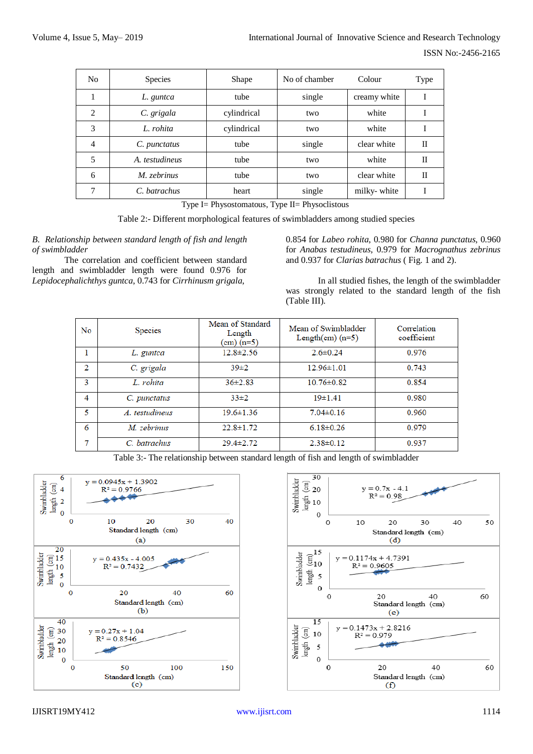| No | Species | Shape | No of chamber | Colour | Type |
|---|---|---|---|---|---|
| 1 | *L. guntca* | tube | single | creamy white | I |
| 2 | *C. grigala* | cylindrical | two | white | I |
| 3 | *L. rohita* | cylindrical | two | white | I |
| 4 | *C. punctatus* | tube | single | clear white | II |
| 5 | *A. testudineus* | tube | two | white | II |
| 6 | *M. zebrinus* | tube | two | clear white | II |
| 7 | *C. batrachus* | heart | single | milky- white | I |

Type I= Physostomatous, Type II= Physoclistous

Table 2:- Different morphological features of swimbladders among studied species

*B. Relationship between standard length of fish and length of swimbladder*

The correlation and coefficient between standard length and swimbladder length were found 0.976 for *Lepidocephalichthys guntca*, 0.743 for *Cirrhinusm grigala*, 0.854 for *Labeo rohita*, 0.980 for *Channa punctatus*, 0.960 for *Anabas testudineus*, 0.979 for *Macrognathus zebrinus* and 0.937 for *Clarias batrachus* ( Fig. 1 and 2).

In all studied fishes, the length of the swimbladder was strongly related to the standard length of the fish (Table III).

| No | Species | Mean of Standard Length (cm) (n=5) | Mean of Swimbladder Length(cm) (n=5) | Correlation coefficient |
|---|---|---|---|---|
| 1 | *L. guntca* | 12.8±2.56 | 2.6±0.24 | 0.976 |
| 2 | *C. grigala* | 39±2 | 12.96±1.01 | 0.743 |
| 3 | *L. rohita* | 36±2.83 | 10.76±0.82 | 0.854 |
| 4 | *C. punctatus* | 33±2 | 19±1.41 | 0.980 |
| 5 | *A. testudineus* | 19.6±1.36 | 7.04±0.16 | 0.960 |
| 6 | *M. zebrinus* | 22.8±1.72 | 6.18±0.26 | 0.979 |
| 7 | *C. batrachus* | 29.4±2.72 | 2.38±0.12 | 0.937 |

Table 3:- The relationship between standard length of fish and length of swimbladder

(a) $y = 0.0945x + 1.3902$, $R^2 = 0.9766$ — Swimbladder length (cm) vs Standard length (cm)

(b) $y = 0.435x - 4.005$, $R^2 = 0.7432$ — Swimbladder length (cm) vs Standard length (cm)

(c) $y = 0.27x + 1.04$, $R^2 = 0.8546$ — Swimbladder length (cm) vs Standard length (cm)

(d) $y = 0.7x - 4.1$, $R^2 = 0.98$ — Swimbladder length (cm) vs Standard length (cm)

(e) $y = 0.1174x + 4.7391$, $R^2 = 0.9605$ — Swimbladder length (cm) vs Standard length (cm)

(f) $y = 0.1473x + 2.8216$, $R^2 = 0.979$ — Swimbladder length (cm) vs Standard length (cm)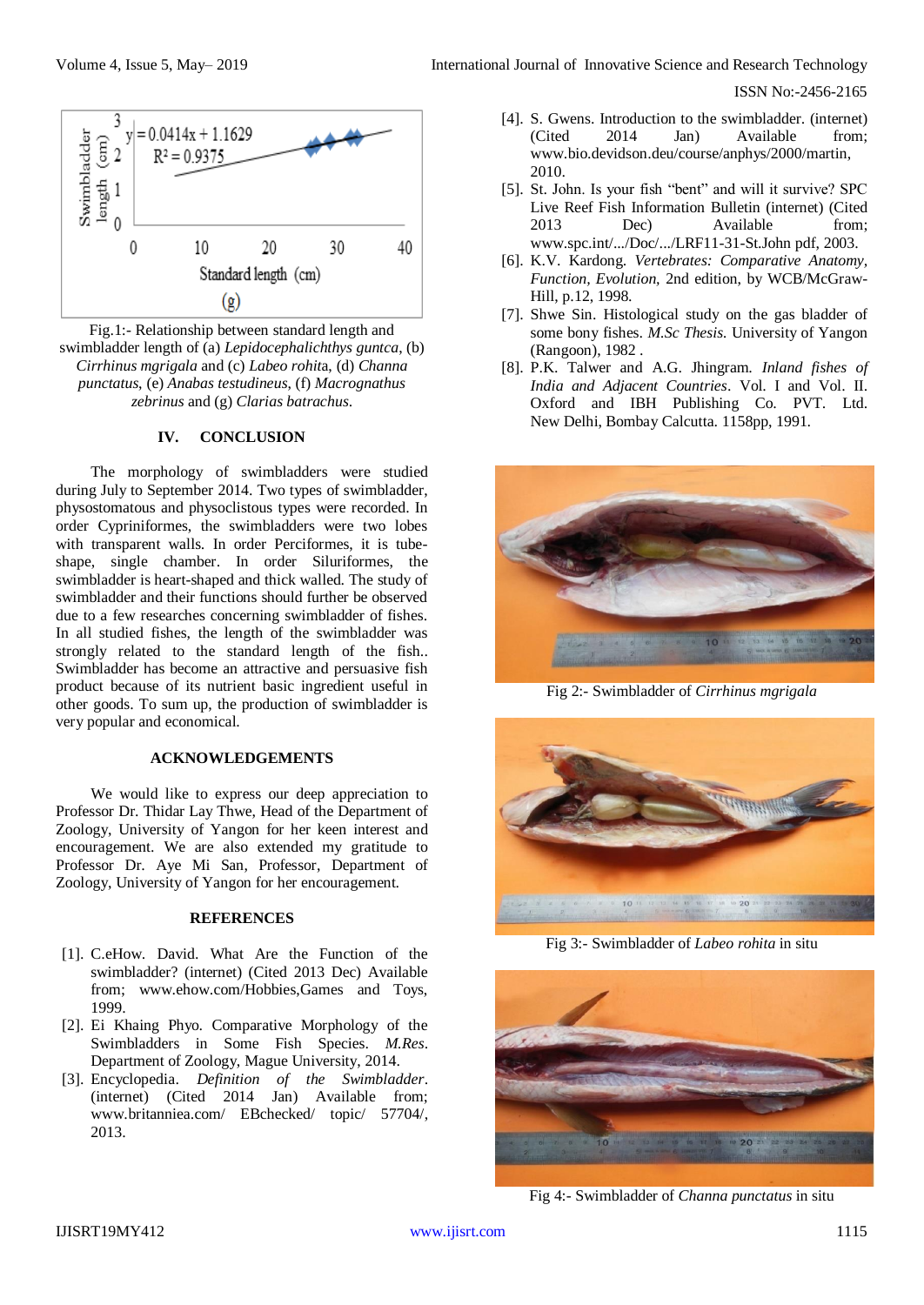Fig.1:- Relationship between standard length and swimbladder length of (a) *Lepidocephalichthys guntca*, (b) *Cirrhinus mgrigala* and (c) *Labeo rohita*, (d) *Channa punctatus*, (e) *Anabas testudineus*, (f) *Macrognathus zebrinus* and (g) *Clarias batrachus*.

## IV. CONCLUSION

The morphology of swimbladders were studied during July to September 2014. Two types of swimbladder, physostomatous and physoclistous types were recorded. In order Cypriniformes, the swimbladders were two lobes with transparent walls. In order Perciformes, it is tube-shape, single chamber. In order Siluriformes, the swimbladder is heart-shaped and thick walled. The study of swimbladder and their functions should further be observed due to a few researches concerning swimbladder of fishes. In all studied fishes, the length of the swimbladder was strongly related to the standard length of the fish.. Swimbladder has become an attractive and persuasive fish product because of its nutrient basic ingredient useful in other goods. To sum up, the production of swimbladder is very popular and economical.

## ACKNOWLEDGEMENTS

We would like to express our deep appreciation to Professor Dr. Thidar Lay Thwe, Head of the Department of Zoology, University of Yangon for her keen interest and encouragement. We are also extended my gratitude to Professor Dr. Aye Mi San, Professor, Department of Zoology, University of Yangon for her encouragement.

## REFERENCES

[1]. C.eHow. David. What Are the Function of the swimbladder? (internet) (Cited 2013 Dec) Available from; www.ehow.com/Hobbies,Games and Toys, 1999.

[2]. Ei Khaing Phyo. Comparative Morphology of the Swimbladders in Some Fish Species. *M.Res*. Department of Zoology, Mague University, 2014.

[3]. Encyclopedia. *Definition of the Swimbladder*. (internet) (Cited 2014 Jan) Available from; www.britanniea.com/ EBchecked/ topic/ 57704/, 2013.

[4]. S. Gwens. Introduction to the swimbladder. (internet) (Cited 2014 Jan) Available from; www.bio.devidson.deu/course/anphys/2000/martin, 2010.

[5]. St. John. Is your fish "bent" and will it survive? SPC Live Reef Fish Information Bulletin (internet) (Cited 2013 Dec) Available from; www.spc.int/.../Doc/.../LRF11-31-St.John pdf, 2003.

[6]. K.V. Kardong. *Vertebrates: Comparative Anatomy, Function, Evolution*, 2nd edition, by WCB/McGraw-Hill, p.12, 1998.

[7]. Shwe Sin. Histological study on the gas bladder of some bony fishes. *M.Sc Thesis.* University of Yangon (Rangoon), 1982 .

[8]. P.K. Talwer and A.G. Jhingram. *Inland fishes of India and Adjacent Countries*. Vol. I and Vol. II. Oxford and IBH Publishing Co. PVT. Ltd. New Delhi, Bombay Calcutta. 1158pp, 1991.

Fig 2:- Swimbladder of *Cirrhinus mgrigala*

Fig 3:- Swimbladder of *Labeo rohita* in situ

Fig 4:- Swimbladder of *Channa punctatus* in situ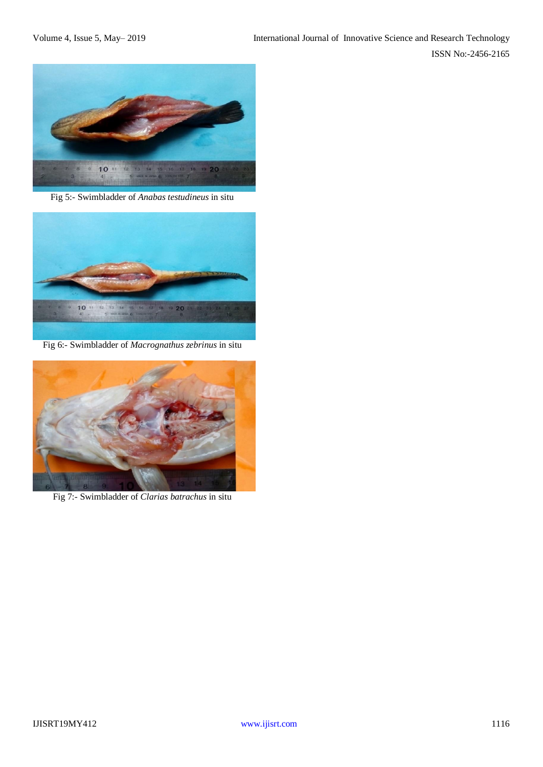Fig 5:- Swimbladder of *Anabas testudineus* in situ

Fig 6:- Swimbladder of *Macrognathus zebrinus* in situ

Fig 7:- Swimbladder of *Clarias batrachus* in situ